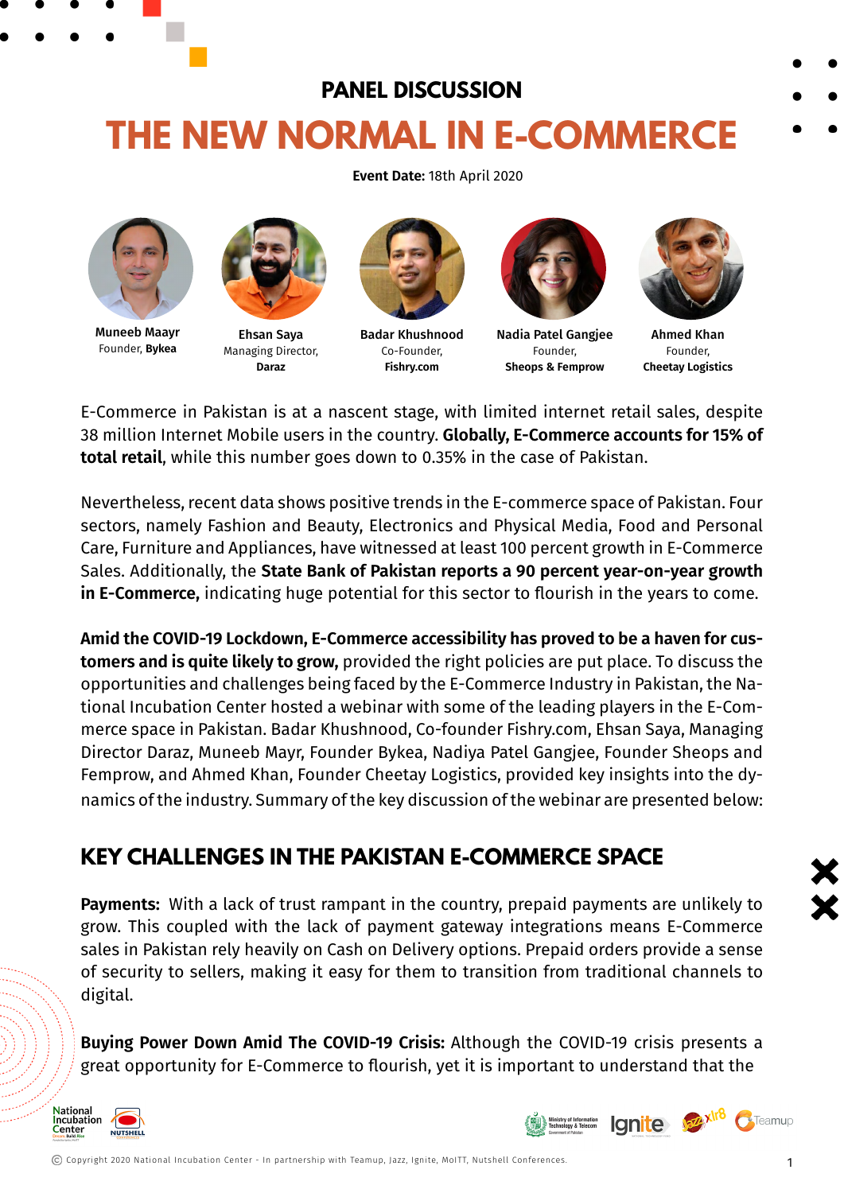PANEL DISCUSSION

# THE NEW NORMAL IN E-COMMERCE

**Event Date:** 18th April 2020

**Muneeb Maayr**
Founder, **Bykea**

**Ehsan Saya**
Managing Director,
**Daraz**

**Badar Khushnood**
Co-Founder,
**Fishry.com**

**Nadia Patel Gangjee**
Founder,
**Sheops & Femprow**

**Ahmed Khan**
Founder,
**Cheetay Logistics**

E-Commerce in Pakistan is at a nascent stage, with limited internet retail sales, despite 38 million Internet Mobile users in the country. **Globally, E-Commerce accounts for 15% of total retail**, while this number goes down to 0.35% in the case of Pakistan.

Nevertheless, recent data shows positive trends in the E-commerce space of Pakistan. Four sectors, namely Fashion and Beauty, Electronics and Physical Media, Food and Personal Care, Furniture and Appliances, have witnessed at least 100 percent growth in E-Commerce Sales. Additionally, the **State Bank of Pakistan reports a 90 percent year-on-year growth in E-Commerce,** indicating huge potential for this sector to flourish in the years to come.

**Amid the COVID-19 Lockdown, E-Commerce accessibility has proved to be a haven for customers and is quite likely to grow,** provided the right policies are put place. To discuss the opportunities and challenges being faced by the E-Commerce Industry in Pakistan, the National Incubation Center hosted a webinar with some of the leading players in the E-Commerce space in Pakistan. Badar Khushnood, Co-founder Fishry.com, Ehsan Saya, Managing Director Daraz, Muneeb Mayr, Founder Bykea, Nadiya Patel Gangjee, Founder Sheops and Femprow, and Ahmed Khan, Founder Cheetay Logistics, provided key insights into the dynamics of the industry. Summary of the key discussion of the webinar are presented below:

## KEY CHALLENGES IN THE PAKISTAN E-COMMERCE SPACE

**Payments:** With a lack of trust rampant in the country, prepaid payments are unlikely to grow. This coupled with the lack of payment gateway integrations means E-Commerce sales in Pakistan rely heavily on Cash on Delivery options. Prepaid orders provide a sense of security to sellers, making it easy for them to transition from traditional channels to digital.

**Buying Power Down Amid The COVID-19 Crisis:** Although the COVID-19 crisis presents a great opportunity for E-Commerce to flourish, yet it is important to understand that the

© Copyright 2020 National Incubation Center - In partnership with Teamup, Jazz, Ignite, MoITT, Nutshell Conferences.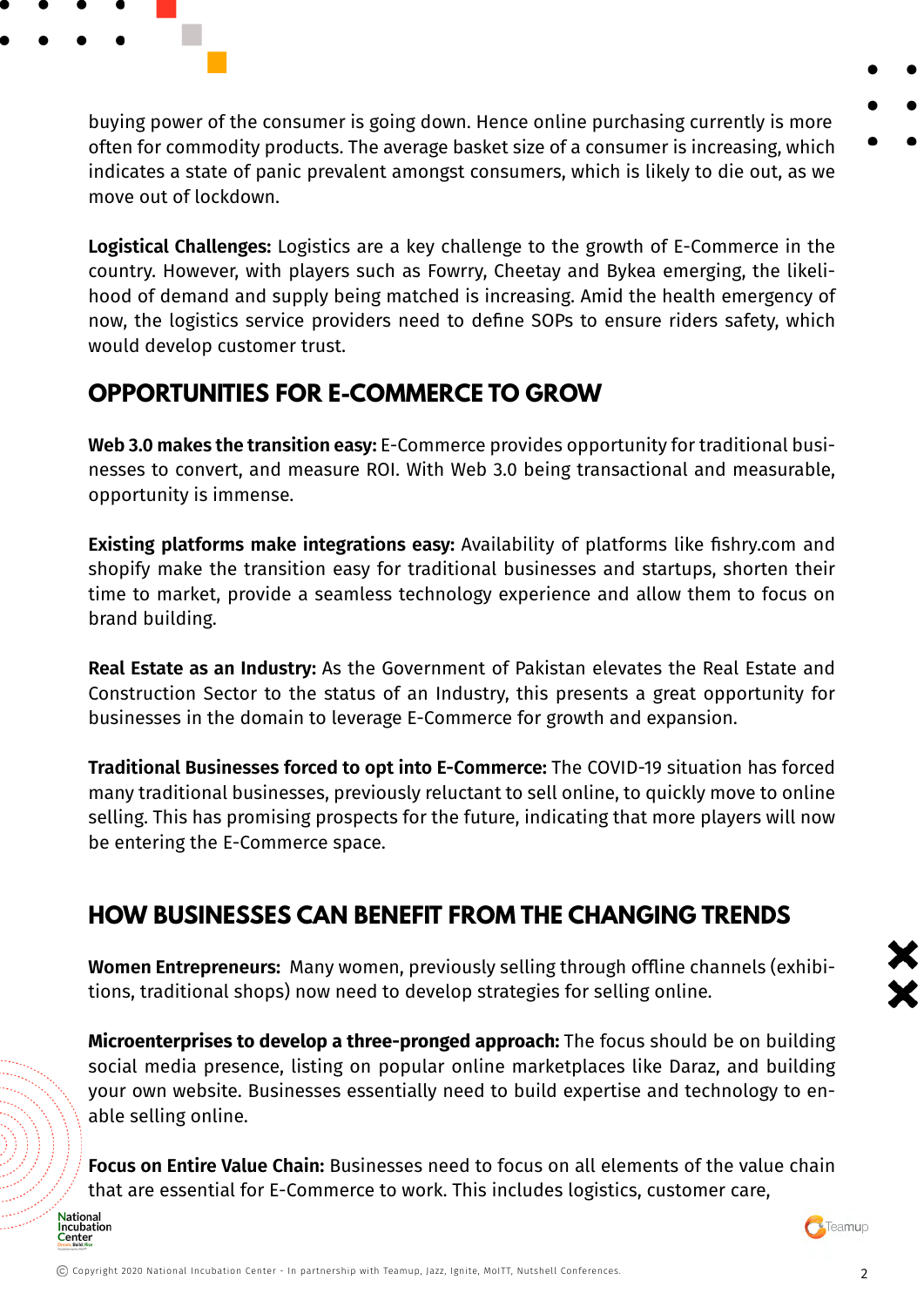buying power of the consumer is going down. Hence online purchasing currently is more often for commodity products. The average basket size of a consumer is increasing, which indicates a state of panic prevalent amongst consumers, which is likely to die out, as we move out of lockdown.

**Logistical Challenges:** Logistics are a key challenge to the growth of E-Commerce in the country. However, with players such as Fowrry, Cheetay and Bykea emerging, the likelihood of demand and supply being matched is increasing. Amid the health emergency of now, the logistics service providers need to define SOPs to ensure riders safety, which would develop customer trust.

## OPPORTUNITIES FOR E-COMMERCE TO GROW

**Web 3.0 makes the transition easy:** E-Commerce provides opportunity for traditional businesses to convert, and measure ROI. With Web 3.0 being transactional and measurable, opportunity is immense.

**Existing platforms make integrations easy:** Availability of platforms like fishry.com and shopify make the transition easy for traditional businesses and startups, shorten their time to market, provide a seamless technology experience and allow them to focus on brand building.

**Real Estate as an Industry:** As the Government of Pakistan elevates the Real Estate and Construction Sector to the status of an Industry, this presents a great opportunity for businesses in the domain to leverage E-Commerce for growth and expansion.

**Traditional Businesses forced to opt into E-Commerce:** The COVID-19 situation has forced many traditional businesses, previously reluctant to sell online, to quickly move to online selling. This has promising prospects for the future, indicating that more players will now be entering the E-Commerce space.

## HOW BUSINESSES CAN BENEFIT FROM THE CHANGING TRENDS

**Women Entrepreneurs:** Many women, previously selling through offline channels (exhibitions, traditional shops) now need to develop strategies for selling online.

**Microenterprises to develop a three-pronged approach:** The focus should be on building social media presence, listing on popular online marketplaces like Daraz, and building your own website. Businesses essentially need to build expertise and technology to enable selling online.

**Focus on Entire Value Chain:** Businesses need to focus on all elements of the value chain that are essential for E-Commerce to work. This includes logistics, customer care,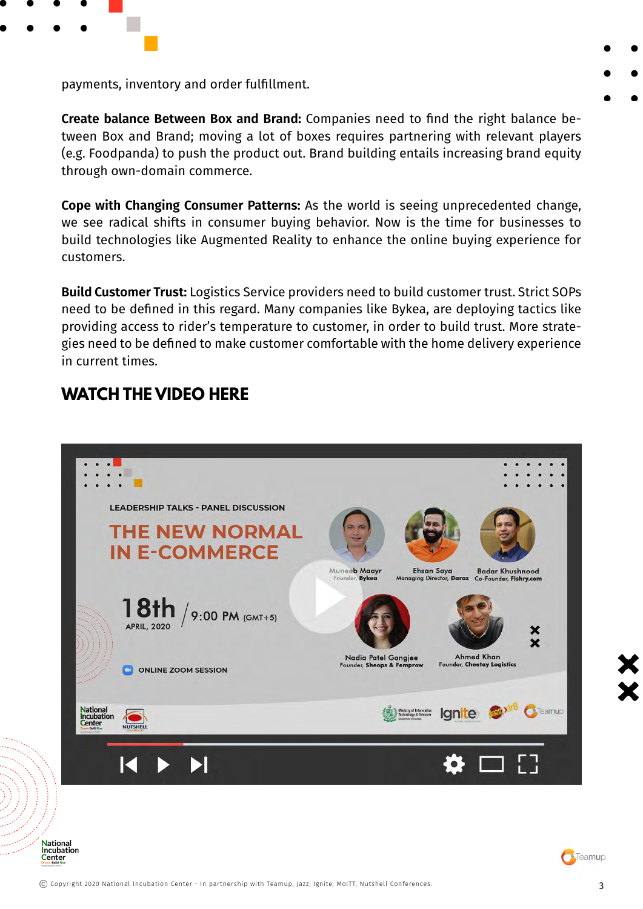payments, inventory and order fulfillment.

**Create balance Between Box and Brand:** Companies need to find the right balance between Box and Brand; moving a lot of boxes requires partnering with relevant players (e.g. Foodpanda) to push the product out. Brand building entails increasing brand equity through own-domain commerce.

**Cope with Changing Consumer Patterns:** As the world is seeing unprecedented change, we see radical shifts in consumer buying behavior. Now is the time for businesses to build technologies like Augmented Reality to enhance the online buying experience for customers.

**Build Customer Trust:** Logistics Service providers need to build customer trust. Strict SOPs need to be defined in this regard. Many companies like Bykea, are deploying tactics like providing access to rider's temperature to customer, in order to build trust. More strategies need to be defined to make customer comfortable with the home delivery experience in current times.

## WATCH THE VIDEO HERE

LEADERSHIP TALKS - PANEL DISCUSSION

THE NEW NORMAL IN E-COMMERCE

18th APRIL, 2020 / 9:00 PM (GMT+5)

ONLINE ZOOM SESSION

Muneeb Maayr, Founder, Bykea
Ehsan Saya, Managing Director, Daraz
Badar Khushnood, Co-Founder, Fishry.com
Nadia Patel Gangjee, Founder, Sheops & Femprow
Ahmed Khan, Founder, Cheetay Logistics

© Copyright 2020 National Incubation Center - In partnership with Teamup, Jazz, Ignite, MoITT, Nutshell Conferences.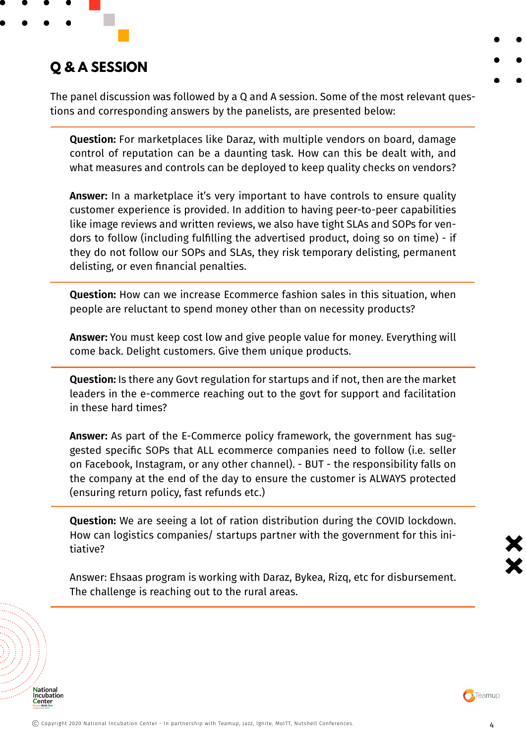## Q & A SESSION

The panel discussion was followed by a Q and A session. Some of the most relevant questions and corresponding answers by the panelists, are presented below:

---

**Question:** For marketplaces like Daraz, with multiple vendors on board, damage control of reputation can be a daunting task. How can this be dealt with, and what measures and controls can be deployed to keep quality checks on vendors?

**Answer:** In a marketplace it's very important to have controls to ensure quality customer experience is provided. In addition to having peer-to-peer capabilities like image reviews and written reviews, we also have tight SLAs and SOPs for vendors to follow (including fulfilling the advertised product, doing so on time) - if they do not follow our SOPs and SLAs, they risk temporary delisting, permanent delisting, or even financial penalties.

---

**Question:** How can we increase Ecommerce fashion sales in this situation, when people are reluctant to spend money other than on necessity products?

**Answer:** You must keep cost low and give people value for money. Everything will come back. Delight customers. Give them unique products.

---

**Question:** Is there any Govt regulation for startups and if not, then are the market leaders in the e-commerce reaching out to the govt for support and facilitation in these hard times?

**Answer:** As part of the E-Commerce policy framework, the government has suggested specific SOPs that ALL ecommerce companies need to follow (i.e. seller on Facebook, Instagram, or any other channel). - BUT - the responsibility falls on the company at the end of the day to ensure the customer is ALWAYS protected (ensuring return policy, fast refunds etc.)

---

**Question:** We are seeing a lot of ration distribution during the COVID lockdown. How can logistics companies/ startups partner with the government for this initiative?

Answer: Ehsaas program is working with Daraz, Bykea, Rizq, etc for disbursement. The challenge is reaching out to the rural areas.

---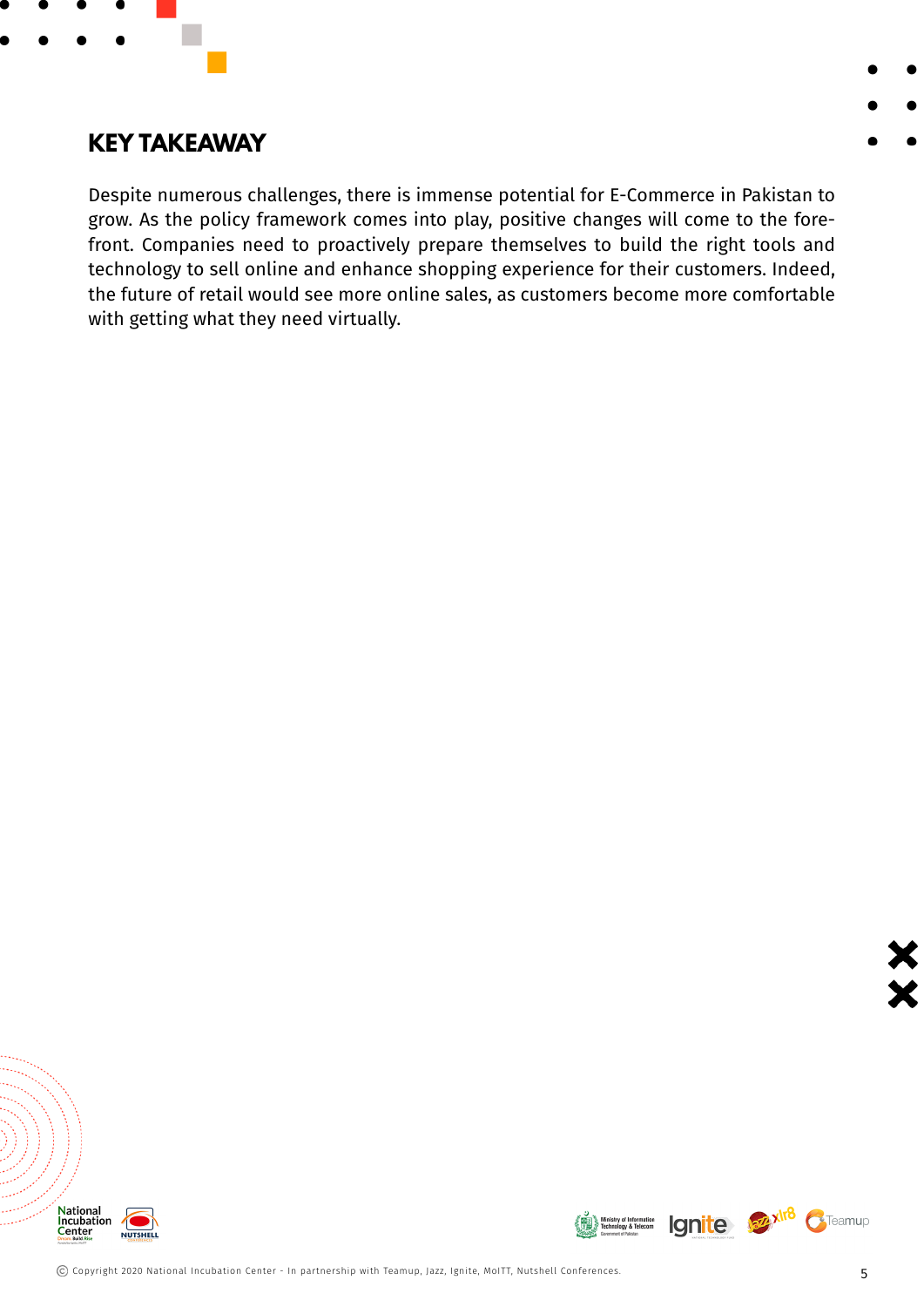## KEY TAKEAWAY

Despite numerous challenges, there is immense potential for E-Commerce in Pakistan to grow. As the policy framework comes into play, positive changes will come to the fore-front. Companies need to proactively prepare themselves to build the right tools and technology to sell online and enhance shopping experience for their customers. Indeed, the future of retail would see more online sales, as customers become more comfortable with getting what they need virtually.